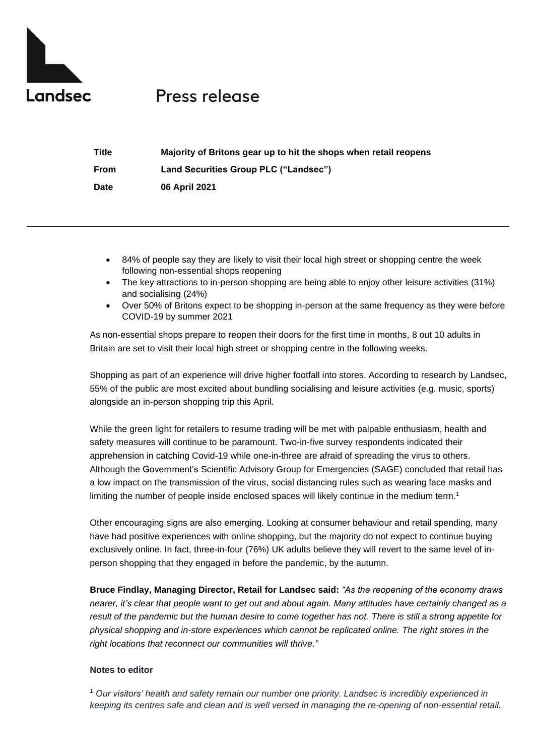Landsec

# Press release

| | |
|---|---|
| **Title** | **Majority of Britons gear up to hit the shops when retail reopens** |
| **From** | **Land Securities Group PLC ("Landsec")** |
| **Date** | **06 April 2021** |

---

- 84% of people say they are likely to visit their local high street or shopping centre the week following non-essential shops reopening
- The key attractions to in-person shopping are being able to enjoy other leisure activities (31%) and socialising (24%)
- Over 50% of Britons expect to be shopping in-person at the same frequency as they were before COVID-19 by summer 2021

As non-essential shops prepare to reopen their doors for the first time in months, 8 out 10 adults in Britain are set to visit their local high street or shopping centre in the following weeks.

Shopping as part of an experience will drive higher footfall into stores. According to research by Landsec, 55% of the public are most excited about bundling socialising and leisure activities (e.g. music, sports) alongside an in-person shopping trip this April.

While the green light for retailers to resume trading will be met with palpable enthusiasm, health and safety measures will continue to be paramount. Two-in-five survey respondents indicated their apprehension in catching Covid-19 while one-in-three are afraid of spreading the virus to others. Although the Government's Scientific Advisory Group for Emergencies (SAGE) concluded that retail has a low impact on the transmission of the virus, social distancing rules such as wearing face masks and limiting the number of people inside enclosed spaces will likely continue in the medium term.[1]

Other encouraging signs are also emerging. Looking at consumer behaviour and retail spending, many have had positive experiences with online shopping, but the majority do not expect to continue buying exclusively online. In fact, three-in-four (76%) UK adults believe they will revert to the same level of in-person shopping that they engaged in before the pandemic, by the autumn.

**Bruce Findlay, Managing Director, Retail for Landsec said:** *"As the reopening of the economy draws nearer, it's clear that people want to get out and about again. Many attitudes have certainly changed as a result of the pandemic but the human desire to come together has not. There is still a strong appetite for physical shopping and in-store experiences which cannot be replicated online. The right stores in the right locations that reconnect our communities will thrive."*

**Notes to editor**

*[1] Our visitors' health and safety remain our number one priority. Landsec is incredibly experienced in keeping its centres safe and clean and is well versed in managing the re-opening of non-essential retail.*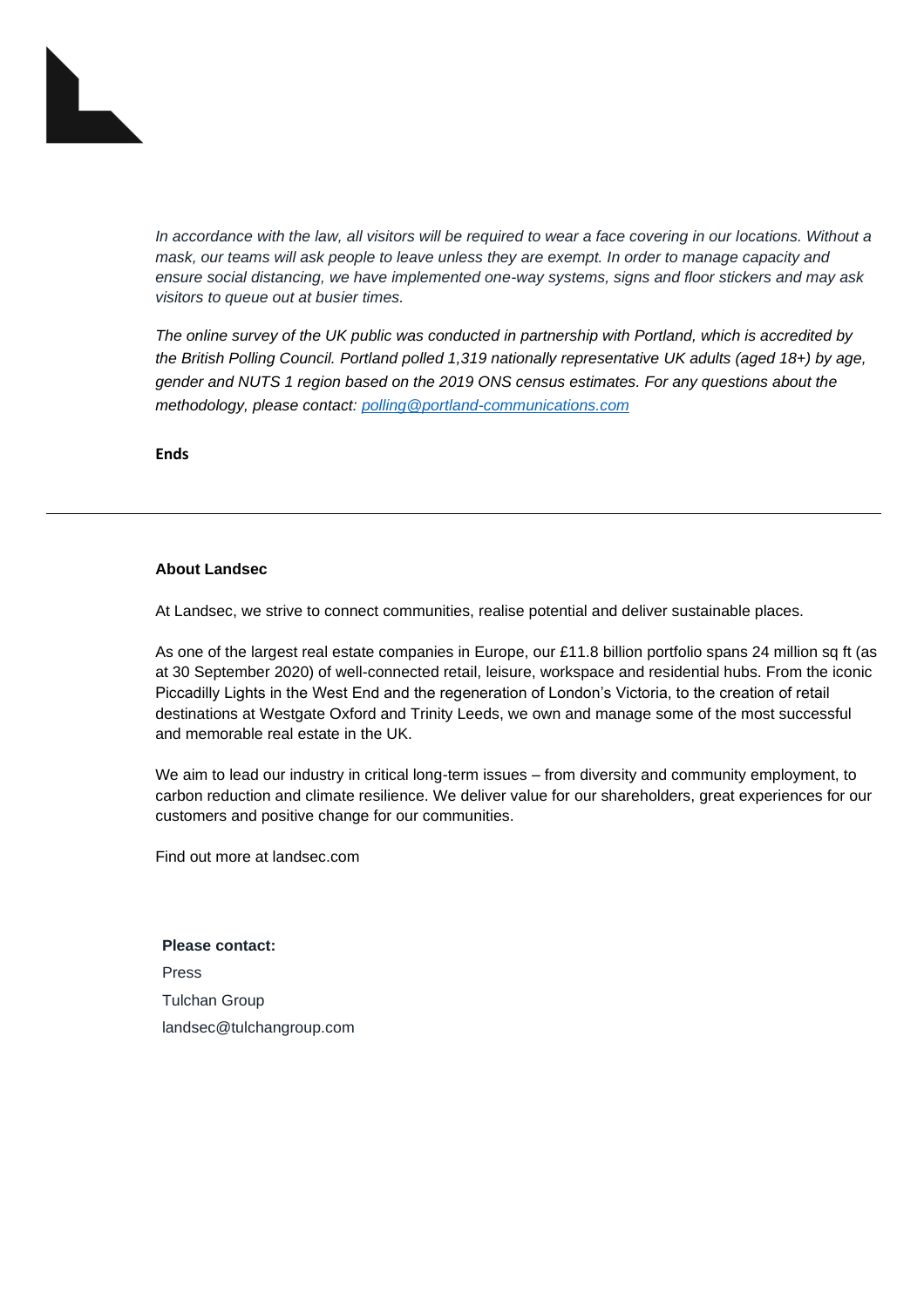*In accordance with the law, all visitors will be required to wear a face covering in our locations. Without a mask, our teams will ask people to leave unless they are exempt. In order to manage capacity and ensure social distancing, we have implemented one-way systems, signs and floor stickers and may ask visitors to queue out at busier times.*

*The online survey of the UK public was conducted in partnership with Portland, which is accredited by the British Polling Council. Portland polled 1,319 nationally representative UK adults (aged 18+) by age, gender and NUTS 1 region based on the 2019 ONS census estimates. For any questions about the methodology, please contact: [polling@portland-communications.com](mailto:polling@portland-communications.com)*

**Ends**

---

**About Landsec**

At Landsec, we strive to connect communities, realise potential and deliver sustainable places.

As one of the largest real estate companies in Europe, our £11.8 billion portfolio spans 24 million sq ft (as at 30 September 2020) of well-connected retail, leisure, workspace and residential hubs. From the iconic Piccadilly Lights in the West End and the regeneration of London's Victoria, to the creation of retail destinations at Westgate Oxford and Trinity Leeds, we own and manage some of the most successful and memorable real estate in the UK.

We aim to lead our industry in critical long-term issues – from diversity and community employment, to carbon reduction and climate resilience. We deliver value for our shareholders, great experiences for our customers and positive change for our communities.

Find out more at landsec.com

**Please contact:**

Press

Tulchan Group

landsec@tulchangroup.com